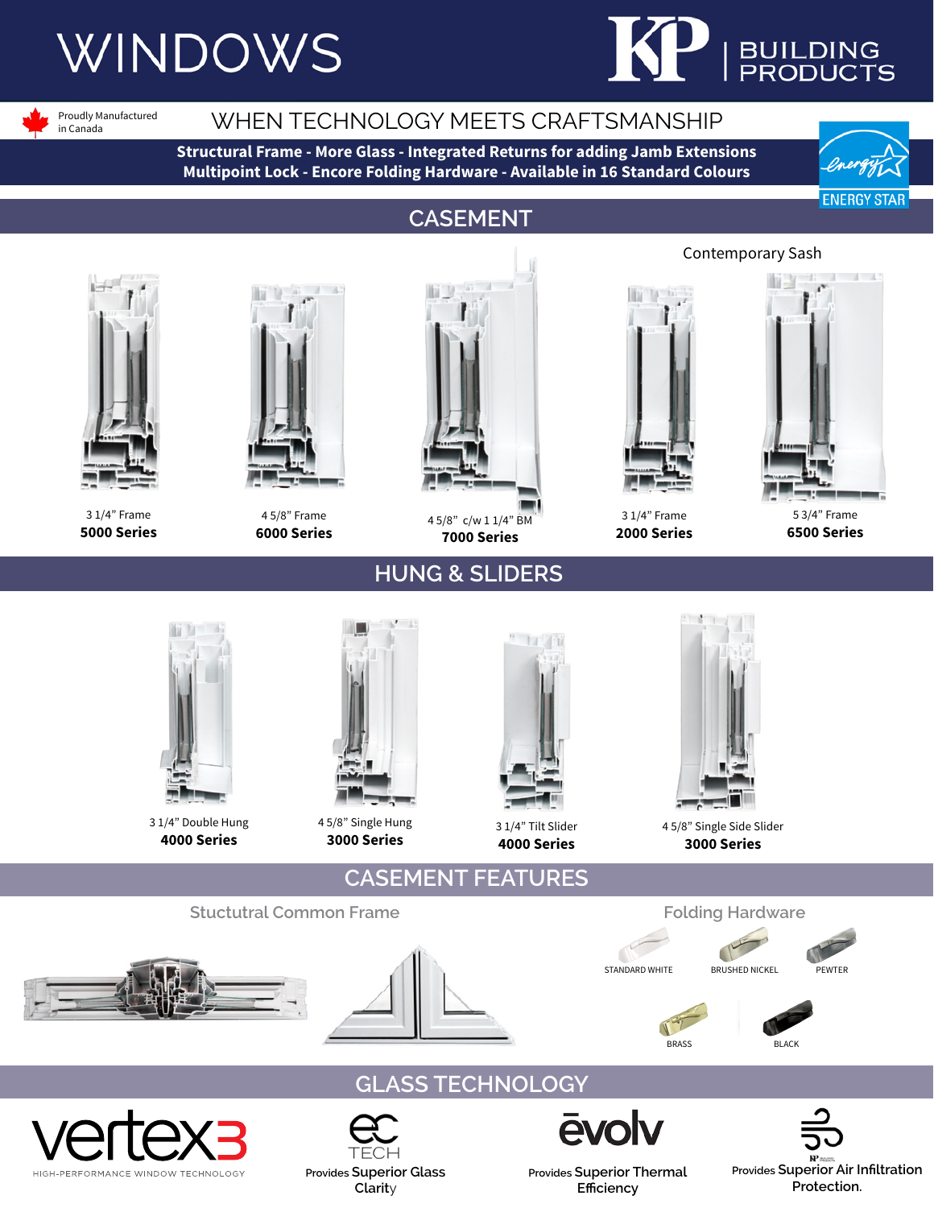# WINDOWS

KP | BUILDING PRODUCTS

Proudly Manufactured in Canada

## WHEN TECHNOLOGY MEETS CRAFTSMANSHIP

**Structural Frame - More Glass - Integrated Returns for adding Jamb Extensions**
**Multipoint Lock - Encore Folding Hardware - Available in 16 Standard Colours**

ENERGY STAR

## CASEMENT

Contemporary Sash

3 1/4" Frame
**5000 Series**

4 5/8" Frame
**6000 Series**

4 5/8" c/w 1 1/4" BM
**7000 Series**

3 1/4" Frame
**2000 Series**

5 3/4" Frame
**6500 Series**

## HUNG & SLIDERS

3 1/4" Double Hung
**4000 Series**

4 5/8" Single Hung
**3000 Series**

3 1/4" Tilt Slider
**4000 Series**

4 5/8" Single Side Slider
**3000 Series**

## CASEMENT FEATURES

### Stuctutral Common Frame

### Folding Hardware

STANDARD WHITE

BRUSHED NICKEL

PEWTER

BRASS

BLACK

## GLASS TECHNOLOGY

vertex3
HIGH-PERFORMANCE WINDOW TECHNOLOGY

ec TECH
Provides **Superior Glass Clarity**

ēvolv
Provides **Superior Thermal Efficiency**

Provides **Superior Air Infiltration Protection.**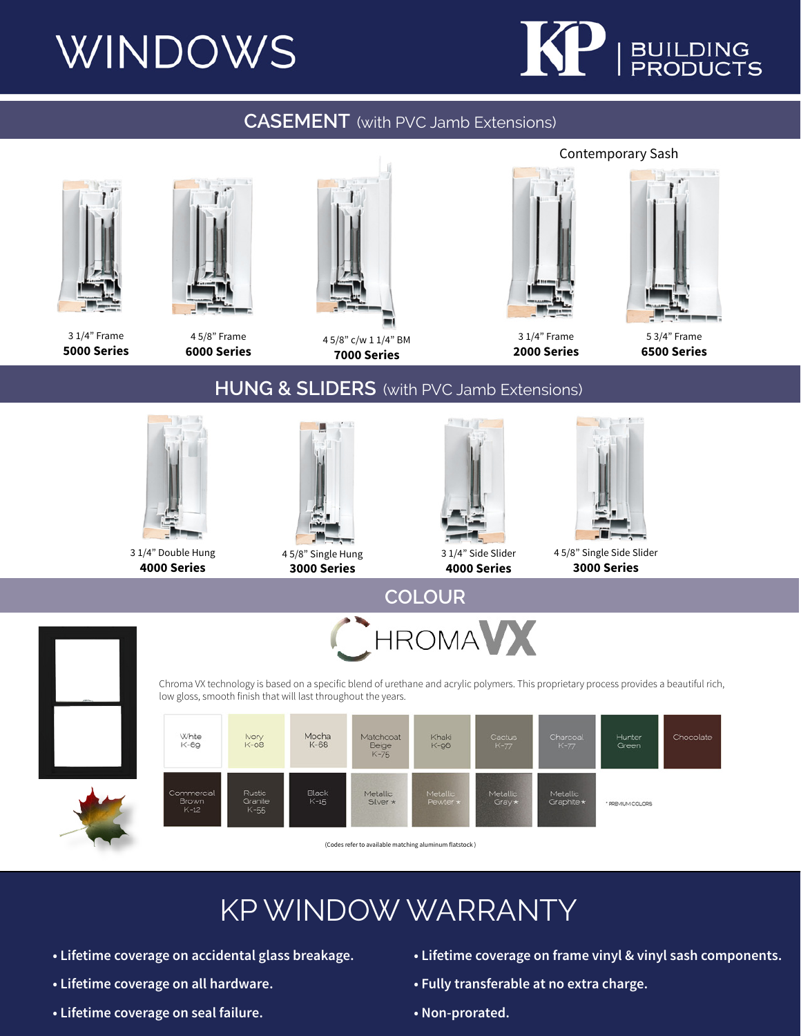# WINDOWS

KP | BUILDING PRODUCTS

## CASEMENT (with PVC Jamb Extensions)

Contemporary Sash

3 1/4" Frame
**5000 Series**

4 5/8" Frame
**6000 Series**

4 5/8" c/w 1 1/4" BM
**7000 Series**

3 1/4" Frame
**2000 Series**

5 3/4" Frame
**6500 Series**

## HUNG & SLIDERS (with PVC Jamb Extensions)

3 1/4" Double Hung
**4000 Series**

4 5/8" Single Hung
**3000 Series**

3 1/4" Side Slider
**4000 Series**

4 5/8" Single Side Slider
**3000 Series**

## COLOUR

CHROMA VX

Chroma VX technology is based on a specific blend of urethane and acrylic polymers. This proprietary process provides a beautiful rich, low gloss, smooth finish that will last throughout the years.

| | | | | | | | | |
|---|---|---|---|---|---|---|---|---|
| White K-69 | Ivory K-08 | Mocha K-66 | Matchcoat Beige K-75 | Khaki K-96 | Cactus K-77 | Charcoal K-77 | Hunter Green | Chocolate |
| Commercial Brown K-12 | Rustic Granite K-55 | Black K-15 | Metallic Silver * | Metallic Pewter * | Metallic Gray * | Metallic Graphite * | * PREMIUM COLORS | |

(Codes refer to available matching aluminum flatstock )

# KP WINDOW WARRANTY

- Lifetime coverage on accidental glass breakage.
- Lifetime coverage on all hardware.
- Lifetime coverage on seal failure.
- Lifetime coverage on frame vinyl & vinyl sash components.
- Fully transferable at no extra charge.
- Non-prorated.